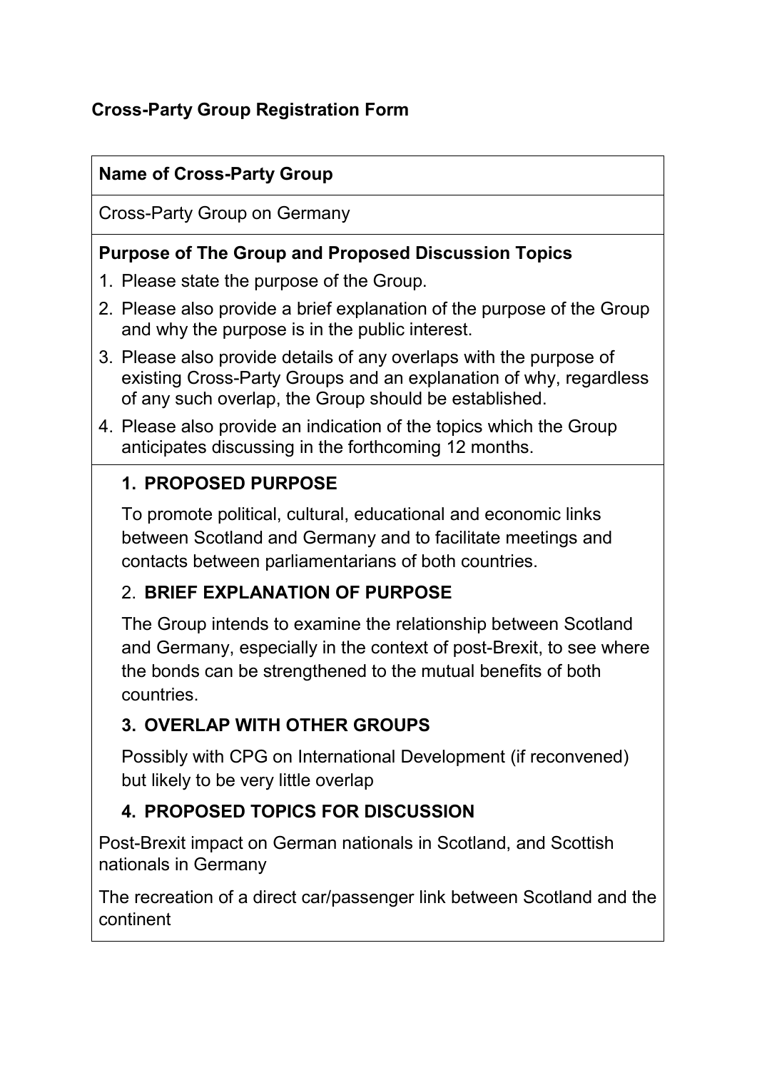**Cross-Party Group Registration Form**

**Name of Cross-Party Group**

Cross-Party Group on Germany

**Purpose of The Group and Proposed Discussion Topics**

1. Please state the purpose of the Group.
2. Please also provide a brief explanation of the purpose of the Group and why the purpose is in the public interest.
3. Please also provide details of any overlaps with the purpose of existing Cross-Party Groups and an explanation of why, regardless of any such overlap, the Group should be established.
4. Please also provide an indication of the topics which the Group anticipates discussing in the forthcoming 12 months.

**1. PROPOSED PURPOSE**

To promote political, cultural, educational and economic links between Scotland and Germany and to facilitate meetings and contacts between parliamentarians of both countries.

**2. BRIEF EXPLANATION OF PURPOSE**

The Group intends to examine the relationship between Scotland and Germany, especially in the context of post-Brexit, to see where the bonds can be strengthened to the mutual benefits of both countries.

**3. OVERLAP WITH OTHER GROUPS**

Possibly with CPG on International Development (if reconvened) but likely to be very little overlap

**4. PROPOSED TOPICS FOR DISCUSSION**

Post-Brexit impact on German nationals in Scotland, and Scottish nationals in Germany

The recreation of a direct car/passenger link between Scotland and the continent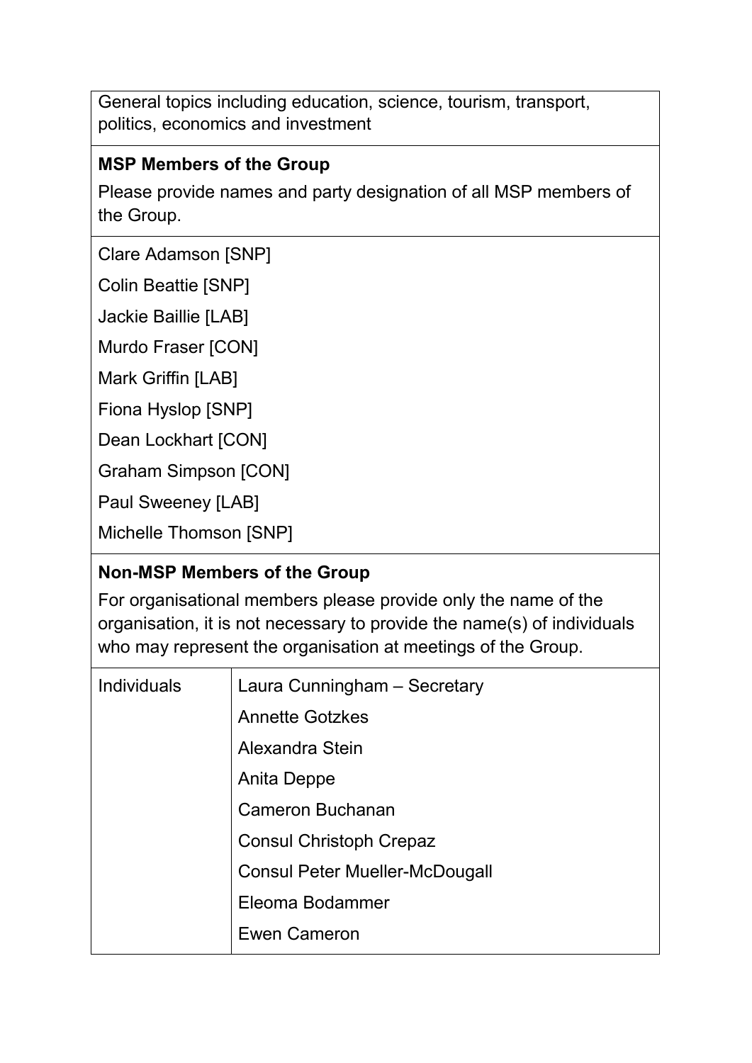General topics including education, science, tourism, transport, politics, economics and investment

**MSP Members of the Group**

Please provide names and party designation of all MSP members of the Group.

Clare Adamson [SNP]

Colin Beattie [SNP]

Jackie Baillie [LAB]

Murdo Fraser [CON]

Mark Griffin [LAB]

Fiona Hyslop [SNP]

Dean Lockhart [CON]

Graham Simpson [CON]

Paul Sweeney [LAB]

Michelle Thomson [SNP]

**Non-MSP Members of the Group**

For organisational members please provide only the name of the organisation, it is not necessary to provide the name(s) of individuals who may represent the organisation at meetings of the Group.

| Individuals | Laura Cunningham – Secretary |
|---|---|
| | Annette Gotzkes |
| | Alexandra Stein |
| | Anita Deppe |
| | Cameron Buchanan |
| | Consul Christoph Crepaz |
| | Consul Peter Mueller-McDougall |
| | Eleoma Bodammer |
| | Ewen Cameron |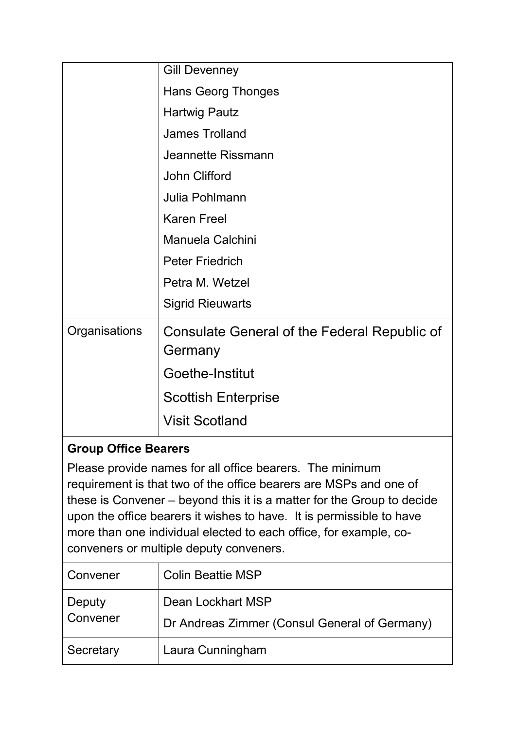| | |
|---|---|
| | Gill Devenney<br>Hans Georg Thonges<br>Hartwig Pautz<br>James Trolland<br>Jeannette Rissmann<br>John Clifford<br>Julia Pohlmann<br>Karen Freel<br>Manuela Calchini<br>Peter Friedrich<br>Petra M. Wetzel<br>Sigrid Rieuwarts |
| Organisations | Consulate General of the Federal Republic of Germany<br>Goethe-Institut<br>Scottish Enterprise<br>Visit Scotland |

**Group Office Bearers**

Please provide names for all office bearers. The minimum requirement is that two of the office bearers are MSPs and one of these is Convener – beyond this it is a matter for the Group to decide upon the office bearers it wishes to have. It is permissible to have more than one individual elected to each office, for example, co-conveners or multiple deputy conveners.

| | |
|---|---|
| Convener | Colin Beattie MSP |
| Deputy Convener | Dean Lockhart MSP<br>Dr Andreas Zimmer (Consul General of Germany) |
| Secretary | Laura Cunningham |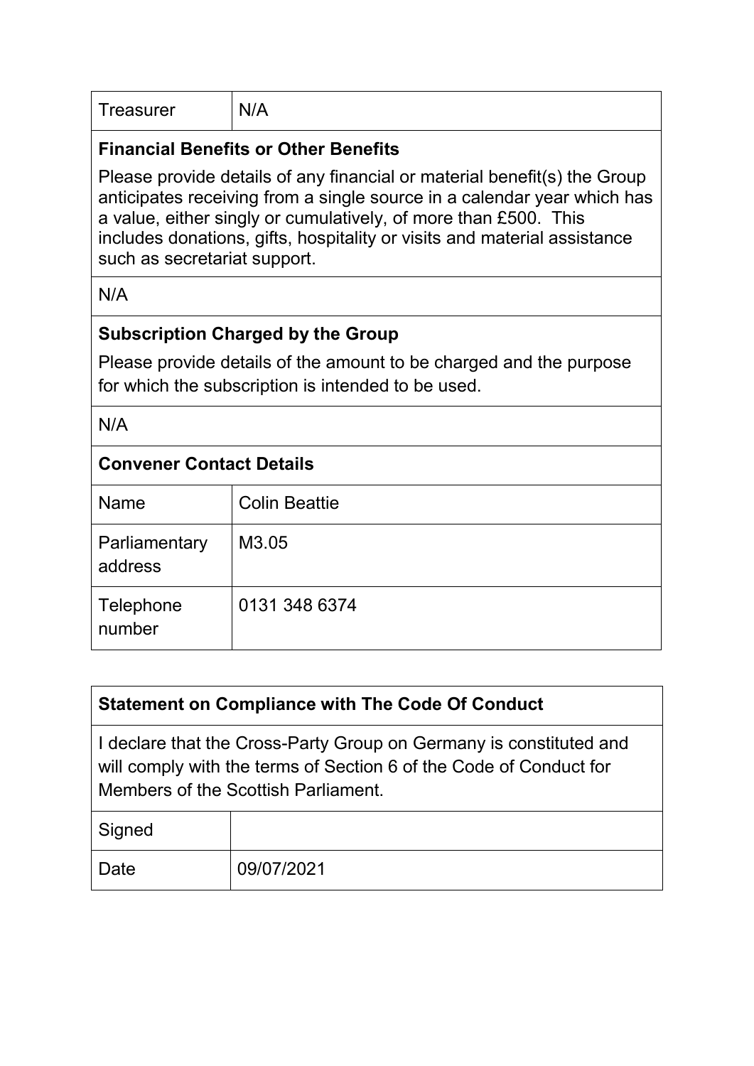| | |
|---|---|
| Treasurer | N/A |

**Financial Benefits or Other Benefits**

Please provide details of any financial or material benefit(s) the Group anticipates receiving from a single source in a calendar year which has a value, either singly or cumulatively, of more than £500. This includes donations, gifts, hospitality or visits and material assistance such as secretariat support.

N/A

**Subscription Charged by the Group**

Please provide details of the amount to be charged and the purpose for which the subscription is intended to be used.

N/A

**Convener Contact Details**

| | |
|---|---|
| Name | Colin Beattie |
| Parliamentary address | M3.05 |
| Telephone number | 0131 348 6374 |

**Statement on Compliance with The Code Of Conduct**

I declare that the Cross-Party Group on Germany is constituted and will comply with the terms of Section 6 of the Code of Conduct for Members of the Scottish Parliament.

| | |
|---|---|
| Signed | |
| Date | 09/07/2021 |